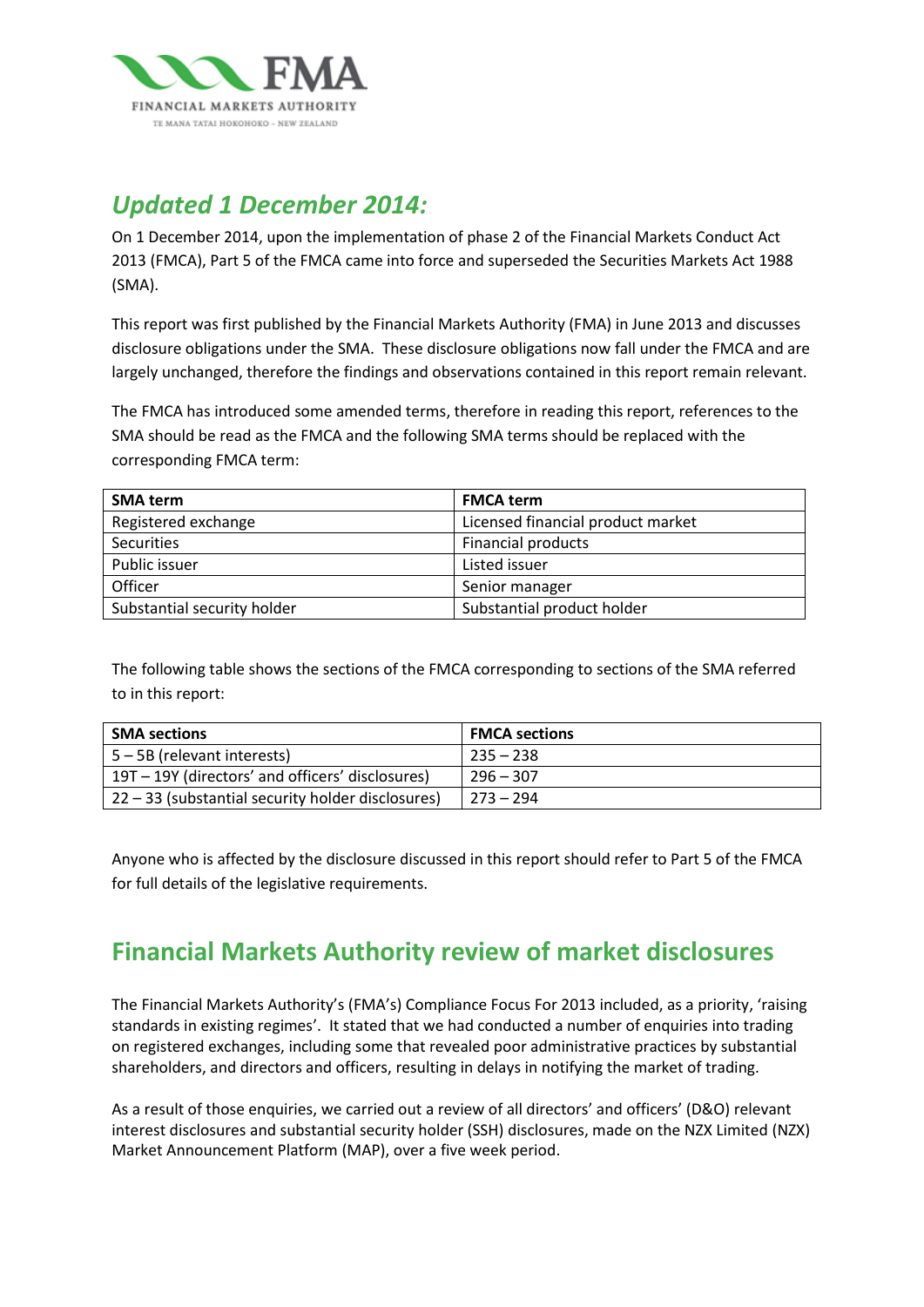FINANCIAL MARKETS AUTHORITY

TE MANA TATAI HOKOHOKO - NEW ZEALAND

## *Updated 1 December 2014:*

On 1 December 2014, upon the implementation of phase 2 of the Financial Markets Conduct Act 2013 (FMCA), Part 5 of the FMCA came into force and superseded the Securities Markets Act 1988 (SMA).

This report was first published by the Financial Markets Authority (FMA) in June 2013 and discusses disclosure obligations under the SMA. These disclosure obligations now fall under the FMCA and are largely unchanged, therefore the findings and observations contained in this report remain relevant.

The FMCA has introduced some amended terms, therefore in reading this report, references to the SMA should be read as the FMCA and the following SMA terms should be replaced with the corresponding FMCA term:

| SMA term | FMCA term |
|---|---|
| Registered exchange | Licensed financial product market |
| Securities | Financial products |
| Public issuer | Listed issuer |
| Officer | Senior manager |
| Substantial security holder | Substantial product holder |

The following table shows the sections of the FMCA corresponding to sections of the SMA referred to in this report:

| SMA sections | FMCA sections |
|---|---|
| 5 – 5B (relevant interests) | 235 – 238 |
| 19T – 19Y (directors' and officers' disclosures) | 296 – 307 |
| 22 – 33 (substantial security holder disclosures) | 273 – 294 |

Anyone who is affected by the disclosure discussed in this report should refer to Part 5 of the FMCA for full details of the legislative requirements.

# Financial Markets Authority review of market disclosures

The Financial Markets Authority's (FMA's) Compliance Focus For 2013 included, as a priority, 'raising standards in existing regimes'. It stated that we had conducted a number of enquiries into trading on registered exchanges, including some that revealed poor administrative practices by substantial shareholders, and directors and officers, resulting in delays in notifying the market of trading.

As a result of those enquiries, we carried out a review of all directors' and officers' (D&O) relevant interest disclosures and substantial security holder (SSH) disclosures, made on the NZX Limited (NZX) Market Announcement Platform (MAP), over a five week period.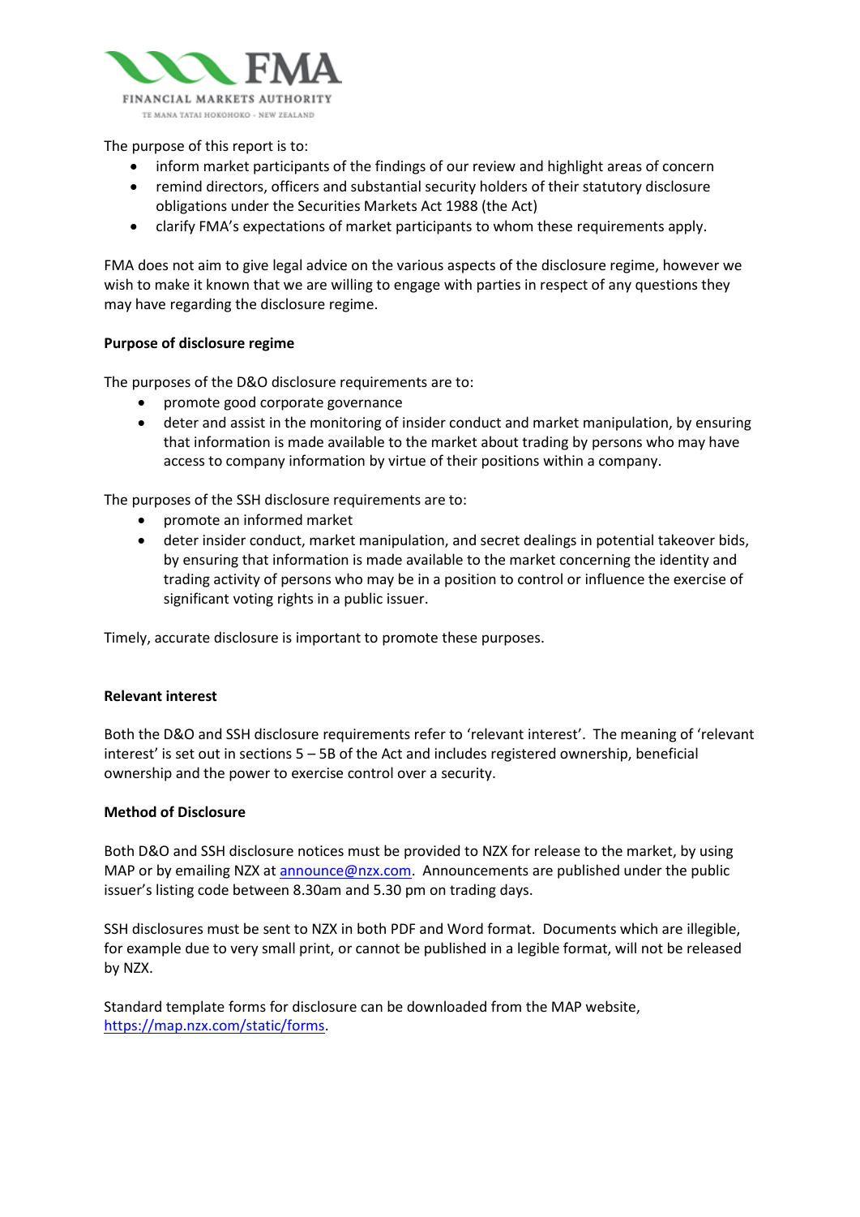The purpose of this report is to:

- inform market participants of the findings of our review and highlight areas of concern
- remind directors, officers and substantial security holders of their statutory disclosure obligations under the Securities Markets Act 1988 (the Act)
- clarify FMA's expectations of market participants to whom these requirements apply.

FMA does not aim to give legal advice on the various aspects of the disclosure regime, however we wish to make it known that we are willing to engage with parties in respect of any questions they may have regarding the disclosure regime.

**Purpose of disclosure regime**

The purposes of the D&O disclosure requirements are to:

- promote good corporate governance
- deter and assist in the monitoring of insider conduct and market manipulation, by ensuring that information is made available to the market about trading by persons who may have access to company information by virtue of their positions within a company.

The purposes of the SSH disclosure requirements are to:

- promote an informed market
- deter insider conduct, market manipulation, and secret dealings in potential takeover bids, by ensuring that information is made available to the market concerning the identity and trading activity of persons who may be in a position to control or influence the exercise of significant voting rights in a public issuer.

Timely, accurate disclosure is important to promote these purposes.

**Relevant interest**

Both the D&O and SSH disclosure requirements refer to 'relevant interest'. The meaning of 'relevant interest' is set out in sections 5 – 5B of the Act and includes registered ownership, beneficial ownership and the power to exercise control over a security.

**Method of Disclosure**

Both D&O and SSH disclosure notices must be provided to NZX for release to the market, by using MAP or by emailing NZX at announce@nzx.com. Announcements are published under the public issuer's listing code between 8.30am and 5.30 pm on trading days.

SSH disclosures must be sent to NZX in both PDF and Word format. Documents which are illegible, for example due to very small print, or cannot be published in a legible format, will not be released by NZX.

Standard template forms for disclosure can be downloaded from the MAP website, https://map.nzx.com/static/forms.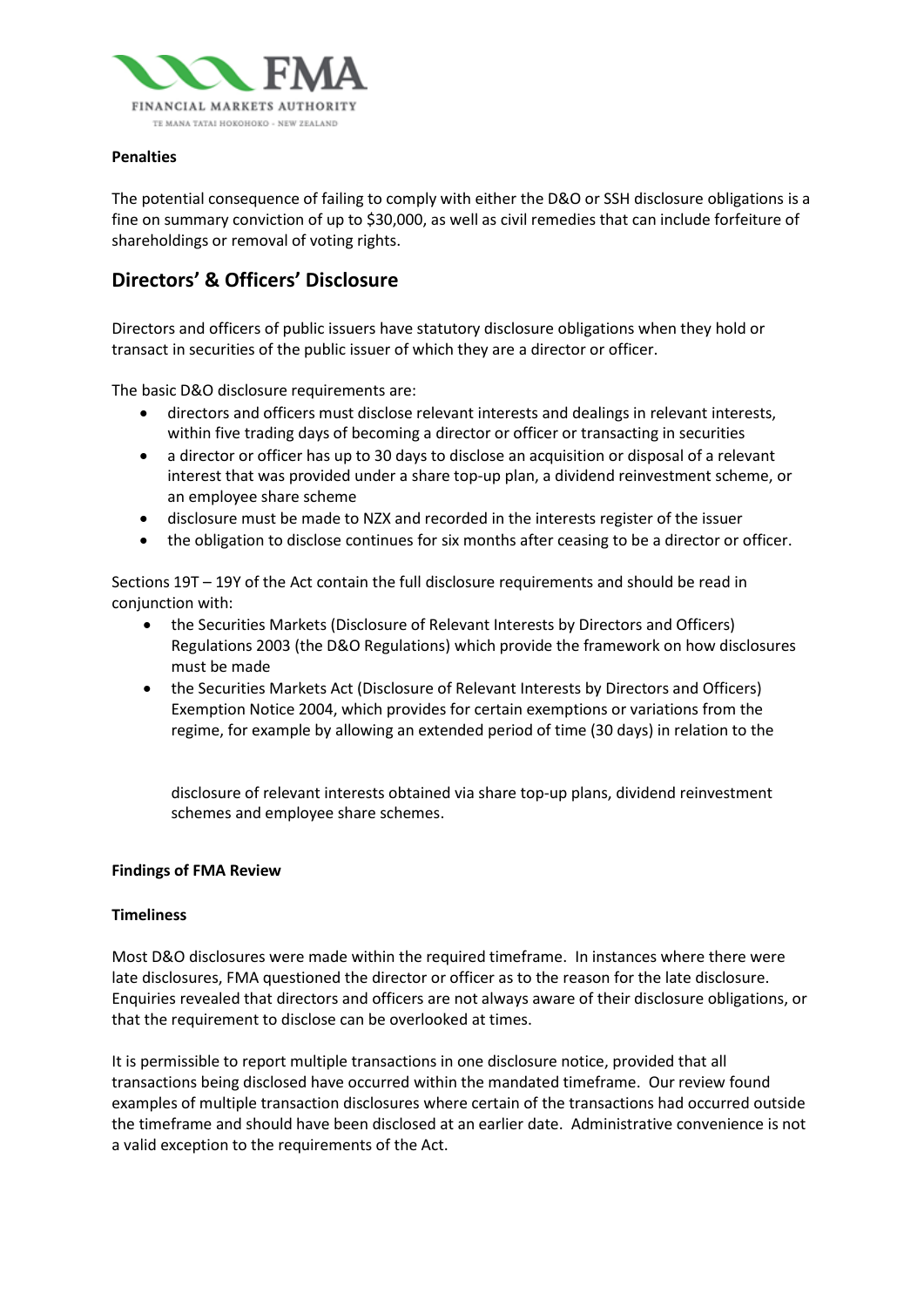**Penalties**

The potential consequence of failing to comply with either the D&O or SSH disclosure obligations is a fine on summary conviction of up to $30,000, as well as civil remedies that can include forfeiture of shareholdings or removal of voting rights.

## Directors' & Officers' Disclosure

Directors and officers of public issuers have statutory disclosure obligations when they hold or transact in securities of the public issuer of which they are a director or officer.

The basic D&O disclosure requirements are:

- directors and officers must disclose relevant interests and dealings in relevant interests, within five trading days of becoming a director or officer or transacting in securities
- a director or officer has up to 30 days to disclose an acquisition or disposal of a relevant interest that was provided under a share top-up plan, a dividend reinvestment scheme, or an employee share scheme
- disclosure must be made to NZX and recorded in the interests register of the issuer
- the obligation to disclose continues for six months after ceasing to be a director or officer.

Sections 19T – 19Y of the Act contain the full disclosure requirements and should be read in conjunction with:

- the Securities Markets (Disclosure of Relevant Interests by Directors and Officers) Regulations 2003 (the D&O Regulations) which provide the framework on how disclosures must be made
- the Securities Markets Act (Disclosure of Relevant Interests by Directors and Officers) Exemption Notice 2004, which provides for certain exemptions or variations from the regime, for example by allowing an extended period of time (30 days) in relation to the disclosure of relevant interests obtained via share top-up plans, dividend reinvestment schemes and employee share schemes.

**Findings of FMA Review**

**Timeliness**

Most D&O disclosures were made within the required timeframe. In instances where there were late disclosures, FMA questioned the director or officer as to the reason for the late disclosure. Enquiries revealed that directors and officers are not always aware of their disclosure obligations, or that the requirement to disclose can be overlooked at times.

It is permissible to report multiple transactions in one disclosure notice, provided that all transactions being disclosed have occurred within the mandated timeframe. Our review found examples of multiple transaction disclosures where certain of the transactions had occurred outside the timeframe and should have been disclosed at an earlier date. Administrative convenience is not a valid exception to the requirements of the Act.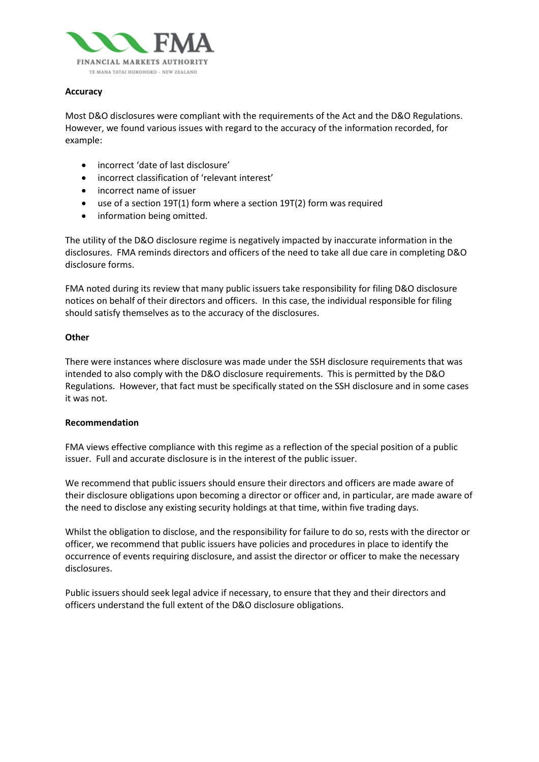**Accuracy**

Most D&O disclosures were compliant with the requirements of the Act and the D&O Regulations. However, we found various issues with regard to the accuracy of the information recorded, for example:

- incorrect 'date of last disclosure'
- incorrect classification of 'relevant interest'
- incorrect name of issuer
- use of a section 19T(1) form where a section 19T(2) form was required
- information being omitted.

The utility of the D&O disclosure regime is negatively impacted by inaccurate information in the disclosures. FMA reminds directors and officers of the need to take all due care in completing D&O disclosure forms.

FMA noted during its review that many public issuers take responsibility for filing D&O disclosure notices on behalf of their directors and officers. In this case, the individual responsible for filing should satisfy themselves as to the accuracy of the disclosures.

**Other**

There were instances where disclosure was made under the SSH disclosure requirements that was intended to also comply with the D&O disclosure requirements. This is permitted by the D&O Regulations. However, that fact must be specifically stated on the SSH disclosure and in some cases it was not.

**Recommendation**

FMA views effective compliance with this regime as a reflection of the special position of a public issuer. Full and accurate disclosure is in the interest of the public issuer.

We recommend that public issuers should ensure their directors and officers are made aware of their disclosure obligations upon becoming a director or officer and, in particular, are made aware of the need to disclose any existing security holdings at that time, within five trading days.

Whilst the obligation to disclose, and the responsibility for failure to do so, rests with the director or officer, we recommend that public issuers have policies and procedures in place to identify the occurrence of events requiring disclosure, and assist the director or officer to make the necessary disclosures.

Public issuers should seek legal advice if necessary, to ensure that they and their directors and officers understand the full extent of the D&O disclosure obligations.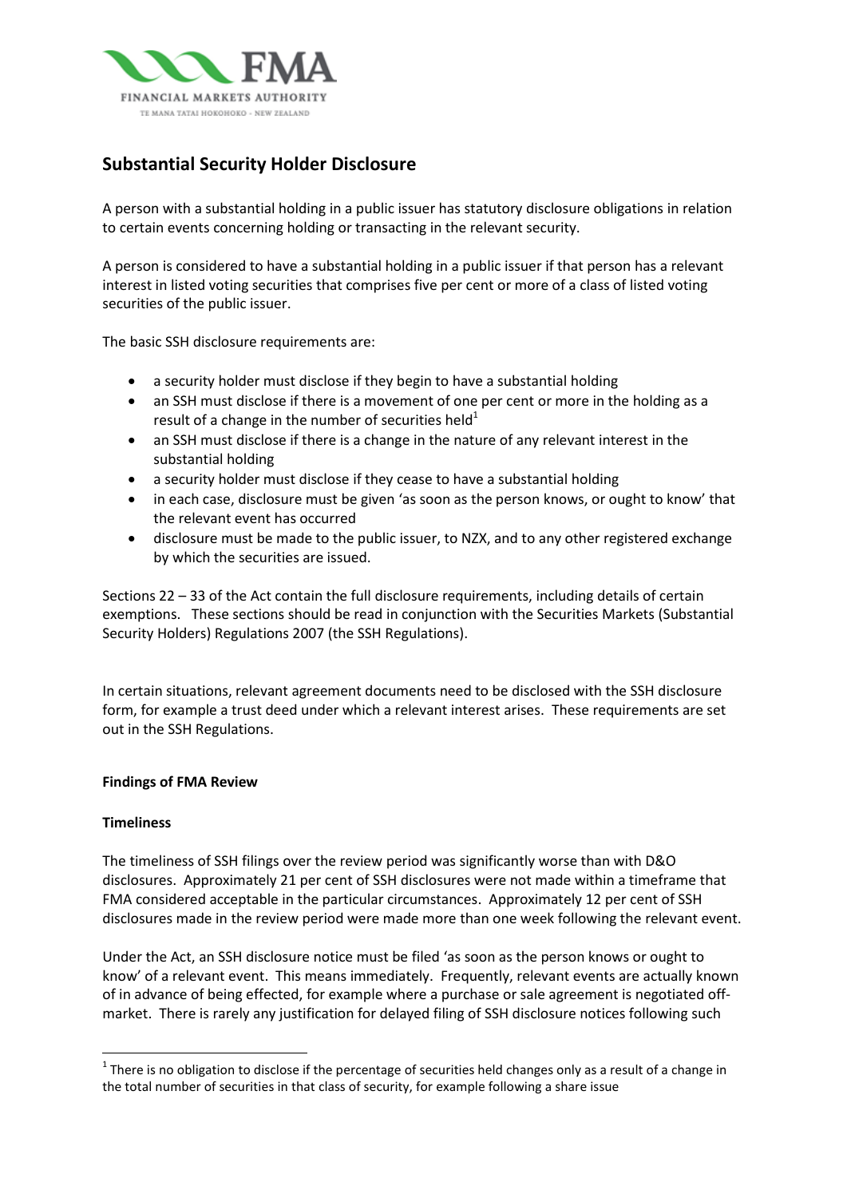## Substantial Security Holder Disclosure

A person with a substantial holding in a public issuer has statutory disclosure obligations in relation to certain events concerning holding or transacting in the relevant security.

A person is considered to have a substantial holding in a public issuer if that person has a relevant interest in listed voting securities that comprises five per cent or more of a class of listed voting securities of the public issuer.

The basic SSH disclosure requirements are:

- a security holder must disclose if they begin to have a substantial holding
- an SSH must disclose if there is a movement of one per cent or more in the holding as a result of a change in the number of securities held[1]
- an SSH must disclose if there is a change in the nature of any relevant interest in the substantial holding
- a security holder must disclose if they cease to have a substantial holding
- in each case, disclosure must be given 'as soon as the person knows, or ought to know' that the relevant event has occurred
- disclosure must be made to the public issuer, to NZX, and to any other registered exchange by which the securities are issued.

Sections 22 – 33 of the Act contain the full disclosure requirements, including details of certain exemptions. These sections should be read in conjunction with the Securities Markets (Substantial Security Holders) Regulations 2007 (the SSH Regulations).

In certain situations, relevant agreement documents need to be disclosed with the SSH disclosure form, for example a trust deed under which a relevant interest arises. These requirements are set out in the SSH Regulations.

**Findings of FMA Review**

**Timeliness**

The timeliness of SSH filings over the review period was significantly worse than with D&O disclosures. Approximately 21 per cent of SSH disclosures were not made within a timeframe that FMA considered acceptable in the particular circumstances. Approximately 12 per cent of SSH disclosures made in the review period were made more than one week following the relevant event.

Under the Act, an SSH disclosure notice must be filed 'as soon as the person knows or ought to know' of a relevant event. This means immediately. Frequently, relevant events are actually known of in advance of being effected, for example where a purchase or sale agreement is negotiated off-market. There is rarely any justification for delayed filing of SSH disclosure notices following such

[1] There is no obligation to disclose if the percentage of securities held changes only as a result of a change in the total number of securities in that class of security, for example following a share issue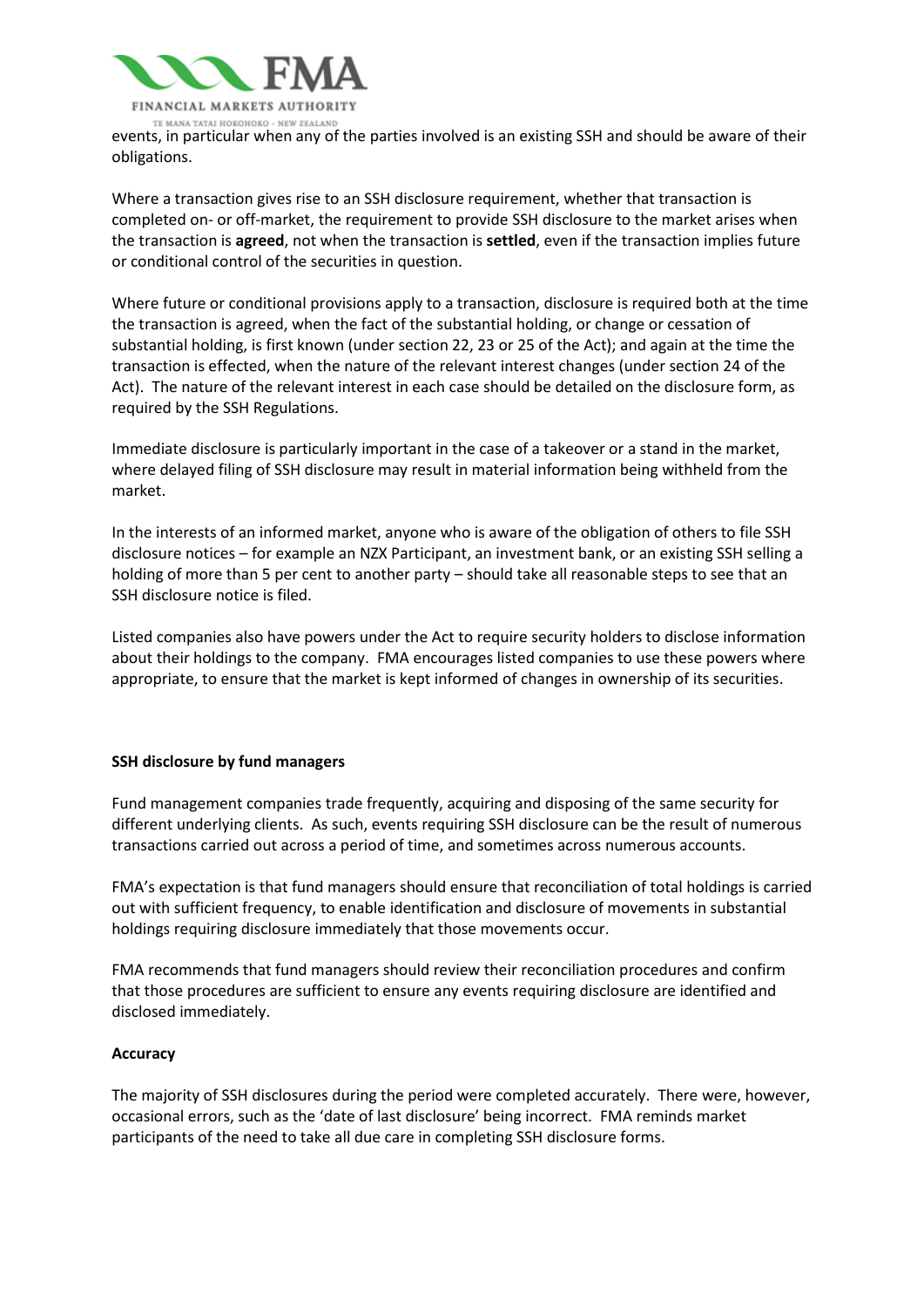events, in particular when any of the parties involved is an existing SSH and should be aware of their obligations.

Where a transaction gives rise to an SSH disclosure requirement, whether that transaction is completed on- or off-market, the requirement to provide SSH disclosure to the market arises when the transaction is **agreed**, not when the transaction is **settled**, even if the transaction implies future or conditional control of the securities in question.

Where future or conditional provisions apply to a transaction, disclosure is required both at the time the transaction is agreed, when the fact of the substantial holding, or change or cessation of substantial holding, is first known (under section 22, 23 or 25 of the Act); and again at the time the transaction is effected, when the nature of the relevant interest changes (under section 24 of the Act). The nature of the relevant interest in each case should be detailed on the disclosure form, as required by the SSH Regulations.

Immediate disclosure is particularly important in the case of a takeover or a stand in the market, where delayed filing of SSH disclosure may result in material information being withheld from the market.

In the interests of an informed market, anyone who is aware of the obligation of others to file SSH disclosure notices – for example an NZX Participant, an investment bank, or an existing SSH selling a holding of more than 5 per cent to another party – should take all reasonable steps to see that an SSH disclosure notice is filed.

Listed companies also have powers under the Act to require security holders to disclose information about their holdings to the company. FMA encourages listed companies to use these powers where appropriate, to ensure that the market is kept informed of changes in ownership of its securities.

**SSH disclosure by fund managers**

Fund management companies trade frequently, acquiring and disposing of the same security for different underlying clients. As such, events requiring SSH disclosure can be the result of numerous transactions carried out across a period of time, and sometimes across numerous accounts.

FMA's expectation is that fund managers should ensure that reconciliation of total holdings is carried out with sufficient frequency, to enable identification and disclosure of movements in substantial holdings requiring disclosure immediately that those movements occur.

FMA recommends that fund managers should review their reconciliation procedures and confirm that those procedures are sufficient to ensure any events requiring disclosure are identified and disclosed immediately.

**Accuracy**

The majority of SSH disclosures during the period were completed accurately. There were, however, occasional errors, such as the 'date of last disclosure' being incorrect. FMA reminds market participants of the need to take all due care in completing SSH disclosure forms.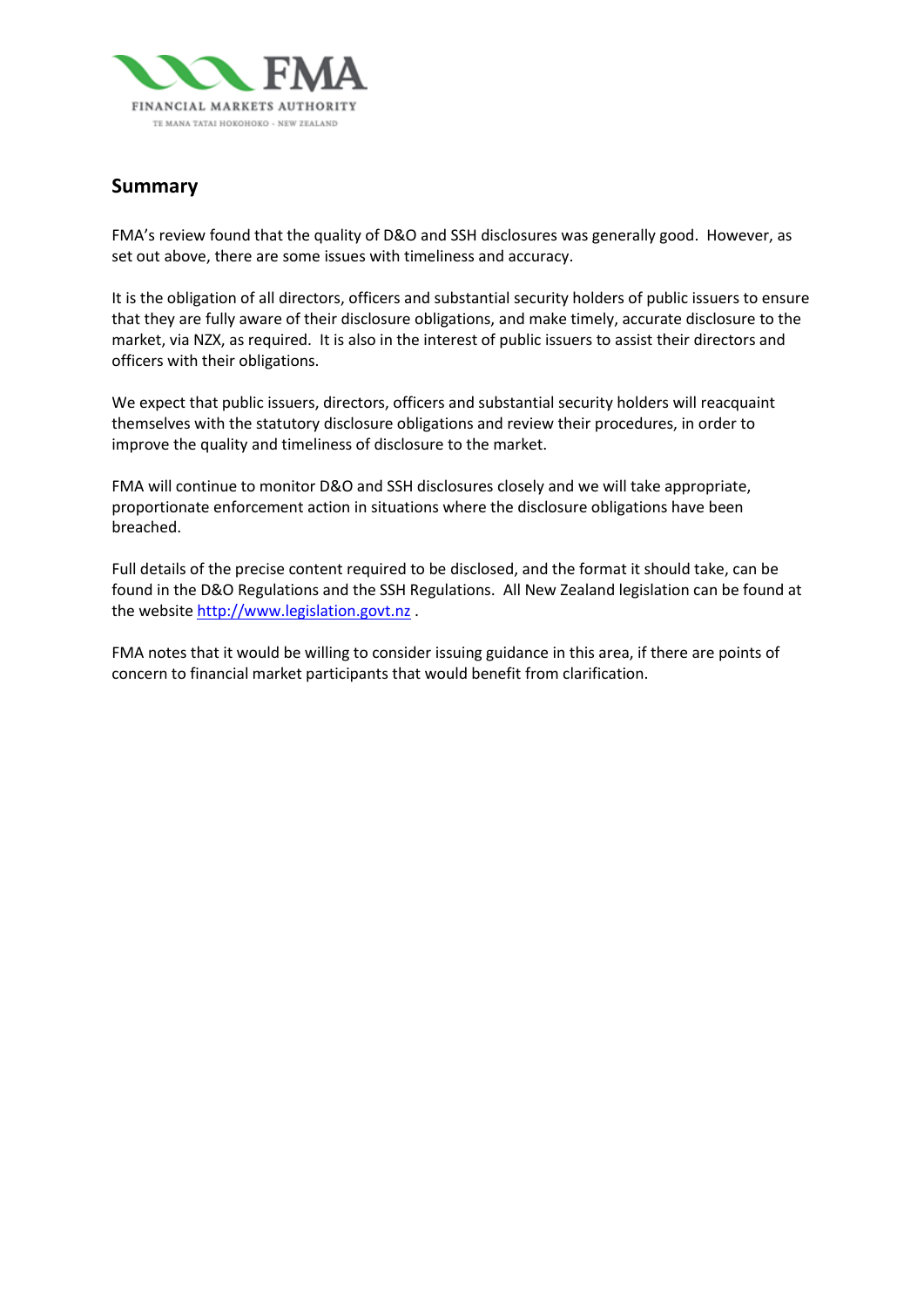## Summary

FMA's review found that the quality of D&O and SSH disclosures was generally good. However, as set out above, there are some issues with timeliness and accuracy.

It is the obligation of all directors, officers and substantial security holders of public issuers to ensure that they are fully aware of their disclosure obligations, and make timely, accurate disclosure to the market, via NZX, as required. It is also in the interest of public issuers to assist their directors and officers with their obligations.

We expect that public issuers, directors, officers and substantial security holders will reacquaint themselves with the statutory disclosure obligations and review their procedures, in order to improve the quality and timeliness of disclosure to the market.

FMA will continue to monitor D&O and SSH disclosures closely and we will take appropriate, proportionate enforcement action in situations where the disclosure obligations have been breached.

Full details of the precise content required to be disclosed, and the format it should take, can be found in the D&O Regulations and the SSH Regulations. All New Zealand legislation can be found at the website [http://www.legislation.govt.nz](http://www.legislation.govt.nz) .

FMA notes that it would be willing to consider issuing guidance in this area, if there are points of concern to financial market participants that would benefit from clarification.